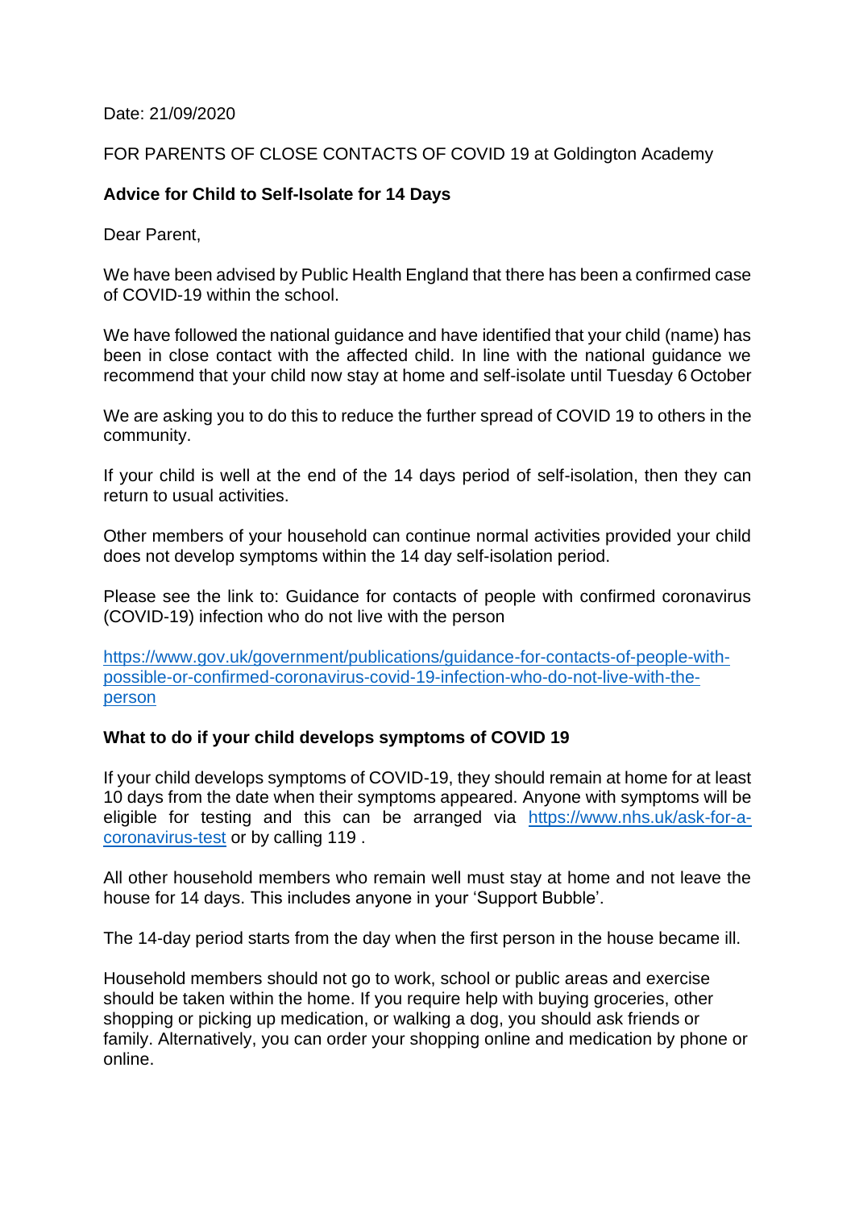Date: 21/09/2020

FOR PARENTS OF CLOSE CONTACTS OF COVID 19 at Goldington Academy

**Advice for Child to Self-Isolate for 14 Days**

Dear Parent,

We have been advised by Public Health England that there has been a confirmed case of COVID-19 within the school.

We have followed the national guidance and have identified that your child (name) has been in close contact with the affected child. In line with the national guidance we recommend that your child now stay at home and self-isolate until Tuesday 6 October

We are asking you to do this to reduce the further spread of COVID 19 to others in the community.

If your child is well at the end of the 14 days period of self-isolation, then they can return to usual activities.

Other members of your household can continue normal activities provided your child does not develop symptoms within the 14 day self-isolation period.

Please see the link to: Guidance for contacts of people with confirmed coronavirus (COVID-19) infection who do not live with the person

[https://www.gov.uk/government/publications/guidance-for-contacts-of-people-with-possible-or-confirmed-coronavirus-covid-19-infection-who-do-not-live-with-the-person](https://www.gov.uk/government/publications/guidance-for-contacts-of-people-with-possible-or-confirmed-coronavirus-covid-19-infection-who-do-not-live-with-the-person)

**What to do if your child develops symptoms of COVID 19**

If your child develops symptoms of COVID-19, they should remain at home for at least 10 days from the date when their symptoms appeared. Anyone with symptoms will be eligible for testing and this can be arranged via [https://www.nhs.uk/ask-for-a-coronavirus-test](https://www.nhs.uk/ask-for-a-coronavirus-test) or by calling 119 .

All other household members who remain well must stay at home and not leave the house for 14 days. This includes anyone in your 'Support Bubble'.

The 14-day period starts from the day when the first person in the house became ill.

Household members should not go to work, school or public areas and exercise should be taken within the home. If you require help with buying groceries, other shopping or picking up medication, or walking a dog, you should ask friends or family. Alternatively, you can order your shopping online and medication by phone or online.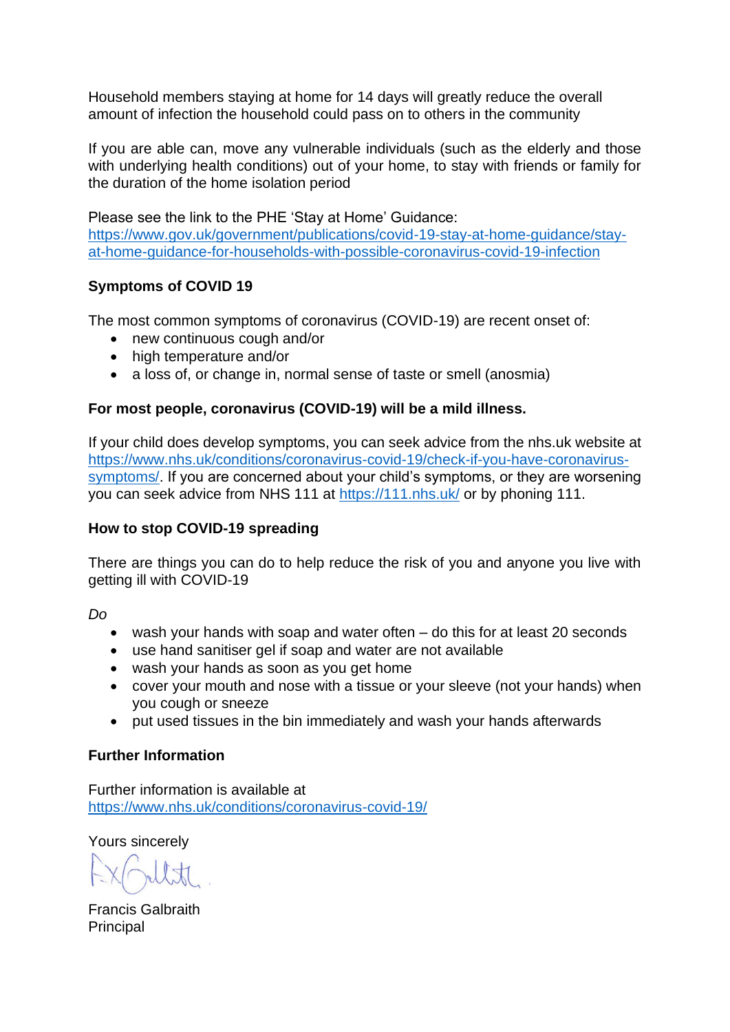Household members staying at home for 14 days will greatly reduce the overall amount of infection the household could pass on to others in the community

If you are able can, move any vulnerable individuals (such as the elderly and those with underlying health conditions) out of your home, to stay with friends or family for the duration of the home isolation period

Please see the link to the PHE 'Stay at Home' Guidance:
https://www.gov.uk/government/publications/covid-19-stay-at-home-guidance/stay-at-home-guidance-for-households-with-possible-coronavirus-covid-19-infection

**Symptoms of COVID 19**

The most common symptoms of coronavirus (COVID-19) are recent onset of:

- new continuous cough and/or
- high temperature and/or
- a loss of, or change in, normal sense of taste or smell (anosmia)

**For most people, coronavirus (COVID-19) will be a mild illness.**

If your child does develop symptoms, you can seek advice from the nhs.uk website at https://www.nhs.uk/conditions/coronavirus-covid-19/check-if-you-have-coronavirus-symptoms/. If you are concerned about your child's symptoms, or they are worsening you can seek advice from NHS 111 at https://111.nhs.uk/ or by phoning 111.

**How to stop COVID-19 spreading**

There are things you can do to help reduce the risk of you and anyone you live with getting ill with COVID-19

*Do*

- wash your hands with soap and water often – do this for at least 20 seconds
- use hand sanitiser gel if soap and water are not available
- wash your hands as soon as you get home
- cover your mouth and nose with a tissue or your sleeve (not your hands) when you cough or sneeze
- put used tissues in the bin immediately and wash your hands afterwards

**Further Information**

Further information is available at
https://www.nhs.uk/conditions/coronavirus-covid-19/

Yours sincerely

Francis Galbraith
Principal